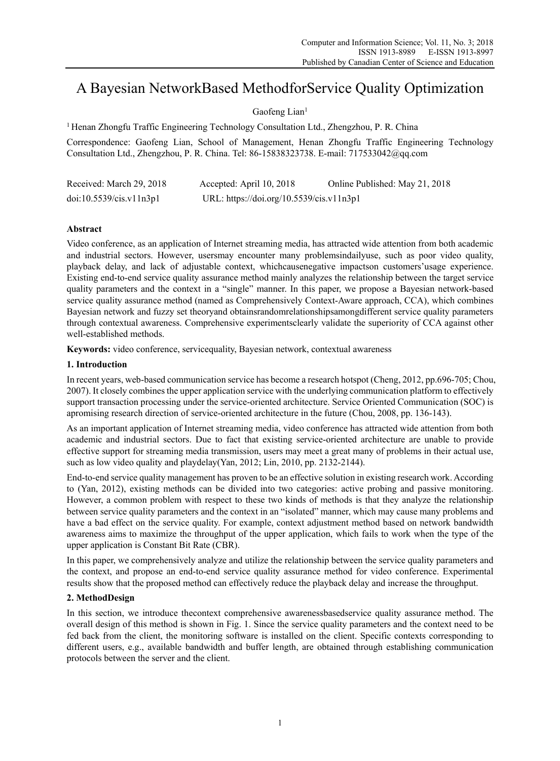# A Bayesian NetworkBased MethodforService Quality Optimization

Gaofeng Lian[1]

[1] Henan Zhongfu Traffic Engineering Technology Consultation Ltd., Zhengzhou, P. R. China

Correspondence: Gaofeng Lian, School of Management, Henan Zhongfu Traffic Engineering Technology Consultation Ltd., Zhengzhou, P. R. China. Tel: 86-15838323738. E-mail: 717533042@qq.com

Received: March 29, 2018 Accepted: April 10, 2018 Online Published: May 21, 2018

doi:10.5539/cis.v11n3p1 URL: https://doi.org/10.5539/cis.v11n3p1

## Abstract

Video conference, as an application of Internet streaming media, has attracted wide attention from both academic and industrial sectors. However, usersmay encounter many problemsindailyuse, such as poor video quality, playback delay, and lack of adjustable context, whichcausenegative impactson customers'usage experience. Existing end-to-end service quality assurance method mainly analyzes the relationship between the target service quality parameters and the context in a "single" manner. In this paper, we propose a Bayesian network-based service quality assurance method (named as Comprehensively Context-Aware approach, CCA), which combines Bayesian network and fuzzy set theoryand obtainsrandomrelationshipsamongdifferent service quality parameters through contextual awareness. Comprehensive experimentsclearly validate the superiority of CCA against other well-established methods.

**Keywords:** video conference, servicequality, Bayesian network, contextual awareness

## 1. Introduction

In recent years, web-based communication service has become a research hotspot (Cheng, 2012, pp.696-705; Chou, 2007). It closely combines the upper application service with the underlying communication platform to effectively support transaction processing under the service-oriented architecture. Service Oriented Communication (SOC) is apromising research direction of service-oriented architecture in the future (Chou, 2008, pp. 136-143).

As an important application of Internet streaming media, video conference has attracted wide attention from both academic and industrial sectors. Due to fact that existing service-oriented architecture are unable to provide effective support for streaming media transmission, users may meet a great many of problems in their actual use, such as low video quality and playdelay(Yan, 2012; Lin, 2010, pp. 2132-2144).

End-to-end service quality management has proven to be an effective solution in existing research work. According to (Yan, 2012), existing methods can be divided into two categories: active probing and passive monitoring. However, a common problem with respect to these two kinds of methods is that they analyze the relationship between service quality parameters and the context in an "isolated" manner, which may cause many problems and have a bad effect on the service quality. For example, context adjustment method based on network bandwidth awareness aims to maximize the throughput of the upper application, which fails to work when the type of the upper application is Constant Bit Rate (CBR).

In this paper, we comprehensively analyze and utilize the relationship between the service quality parameters and the context, and propose an end-to-end service quality assurance method for video conference. Experimental results show that the proposed method can effectively reduce the playback delay and increase the throughput.

## 2. MethodDesign

In this section, we introduce thecontext comprehensive awarenessbasedservice quality assurance method. The overall design of this method is shown in Fig. 1. Since the service quality parameters and the context need to be fed back from the client, the monitoring software is installed on the client. Specific contexts corresponding to different users, e.g., available bandwidth and buffer length, are obtained through establishing communication protocols between the server and the client.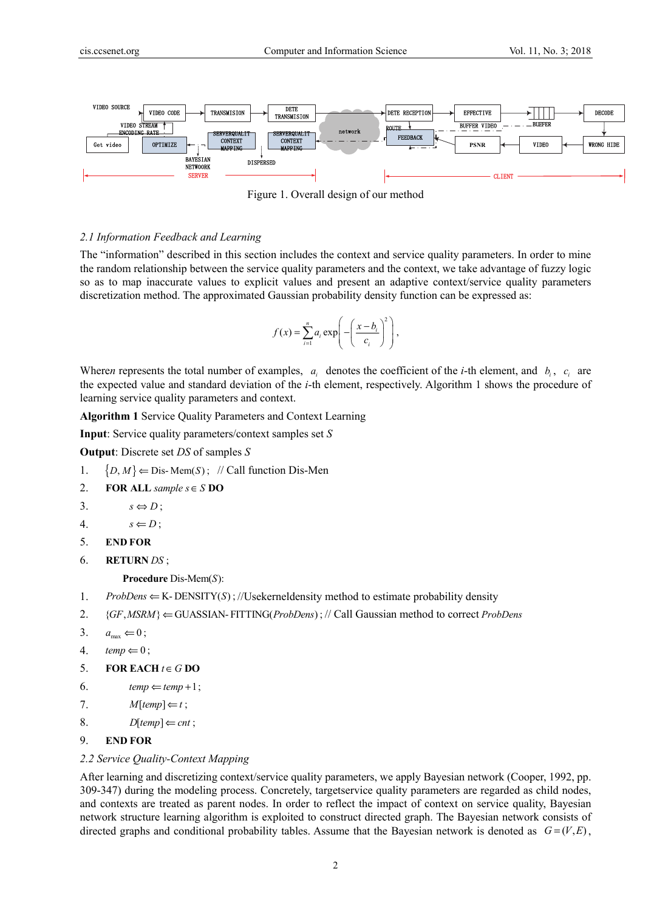Figure 1. Overall design of our method

### 2.1 Information Feedback and Learning

The "information" described in this section includes the context and service quality parameters. In order to mine the random relationship between the service quality parameters and the context, we take advantage of fuzzy logic so as to map inaccurate values to explicit values and present an adaptive context/service quality parameters discretization method. The approximated Gaussian probability density function can be expressed as:

$$f(x) = \sum_{i=1}^{n} a_i \exp\left(-\left(\frac{x-b_i}{c_i}\right)^2\right),$$

Where$n$ represents the total number of examples, $a_i$ denotes the coefficient of the $i$-th element, and $b_i$, $c_i$ are the expected value and standard deviation of the $i$-th element, respectively. Algorithm 1 shows the procedure of learning service quality parameters and context.

**Algorithm 1** Service Quality Parameters and Context Learning

**Input**: Service quality parameters/context samples set $S$

**Output**: Discrete set $DS$ of samples $S$

1. $\{D, M\} \Leftarrow \text{Dis-Mem}(S)$; // Call function Dis-Men
2. **FOR ALL** *sample* $s \in S$ **DO**
3. $\quad s \Leftrightarrow D$;
4. $\quad s \Leftarrow D$;
5. **END FOR**
6. **RETURN** $DS$;

**Procedure** Dis-Mem($S$):

1. $ProbDens \Leftarrow \text{K-DENSITY}(S)$; //Usekerneldensity method to estimate probability density
2. $\{GF, MSRM\} \Leftarrow \text{GUASSIAN-FITTING}(ProbDens)$; // Call Gaussian method to correct $ProbDens$
3. $a_{\max} \Leftarrow 0$;
4. $temp \Leftarrow 0$;
5. **FOR EACH** $t \in G$ **DO**
6. $\quad temp \Leftarrow temp + 1$;
7. $\quad M[temp] \Leftarrow t$;
8. $\quad D[temp] \Leftarrow cnt$;
9. **END FOR**

### 2.2 Service Quality-Context Mapping

After learning and discretizing context/service quality parameters, we apply Bayesian network (Cooper, 1992, pp. 309-347) during the modeling process. Concretely, targetservice quality parameters are regarded as child nodes, and contexts are treated as parent nodes. In order to reflect the impact of context on service quality, Bayesian network structure learning algorithm is exploited to construct directed graph. The Bayesian network consists of directed graphs and conditional probability tables. Assume that the Bayesian network is denoted as $G = (V, E)$,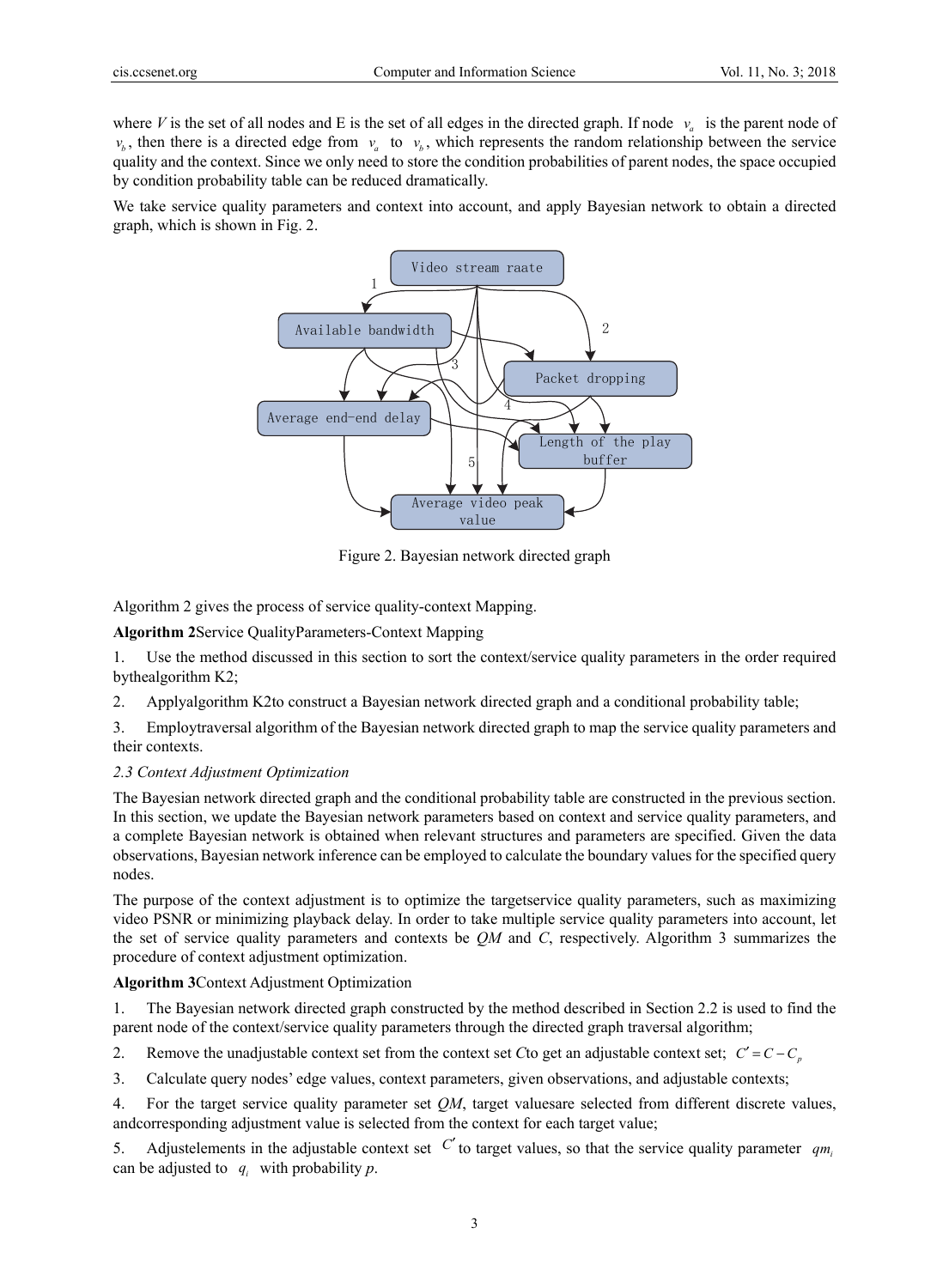where $V$ is the set of all nodes and E is the set of all edges in the directed graph. If node $v_a$ is the parent node of $v_b$, then there is a directed edge from $v_a$ to $v_b$, which represents the random relationship between the service quality and the context. Since we only need to store the condition probabilities of parent nodes, the space occupied by condition probability table can be reduced dramatically.

We take service quality parameters and context into account, and apply Bayesian network to obtain a directed graph, which is shown in Fig. 2.

Figure 2. Bayesian network directed graph

Algorithm 2 gives the process of service quality-context Mapping.

**Algorithm 2**Service QualityParameters-Context Mapping

1. Use the method discussed in this section to sort the context/service quality parameters in the order required bythealgorithm K2;
2. Applyalgorithm K2to construct a Bayesian network directed graph and a conditional probability table;
3. Employtraversal algorithm of the Bayesian network directed graph to map the service quality parameters and their contexts.

### *2.3 Context Adjustment Optimization*

The Bayesian network directed graph and the conditional probability table are constructed in the previous section. In this section, we update the Bayesian network parameters based on context and service quality parameters, and a complete Bayesian network is obtained when relevant structures and parameters are specified. Given the data observations, Bayesian network inference can be employed to calculate the boundary values for the specified query nodes.

The purpose of the context adjustment is to optimize the targetservice quality parameters, such as maximizing video PSNR or minimizing playback delay. In order to take multiple service quality parameters into account, let the set of service quality parameters and contexts be *QM* and *C*, respectively. Algorithm 3 summarizes the procedure of context adjustment optimization.

**Algorithm 3**Context Adjustment Optimization

1. The Bayesian network directed graph constructed by the method described in Section 2.2 is used to find the parent node of the context/service quality parameters through the directed graph traversal algorithm;
2. Remove the unadjustable context set from the context set *C*to get an adjustable context set; $C' = C - C_p$
3. Calculate query nodes' edge values, context parameters, given observations, and adjustable contexts;
4. For the target service quality parameter set *QM*, target valuesare selected from different discrete values, andcorresponding adjustment value is selected from the context for each target value;
5. Adjustelements in the adjustable context set $C'$ to target values, so that the service quality parameter $qm_i$ can be adjusted to $q_i$ with probability *p*.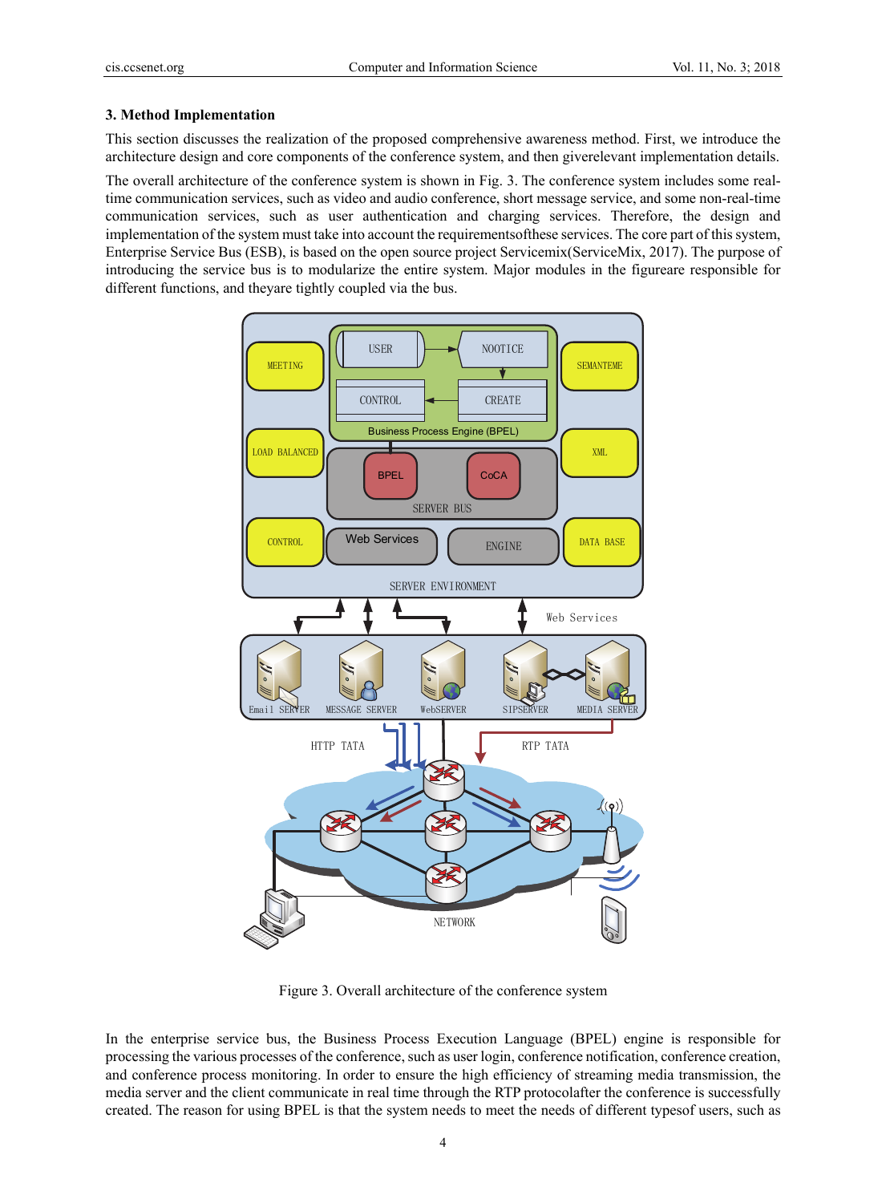### 3. Method Implementation

This section discusses the realization of the proposed comprehensive awareness method. First, we introduce the architecture design and core components of the conference system, and then giverelevant implementation details.

The overall architecture of the conference system is shown in Fig. 3. The conference system includes some real-time communication services, such as video and audio conference, short message service, and some non-real-time communication services, such as user authentication and charging services. Therefore, the design and implementation of the system must take into account the requirementsofthese services. The core part of this system, Enterprise Service Bus (ESB), is based on the open source project Servicemix(ServiceMix, 2017). The purpose of introducing the service bus is to modularize the entire system. Major modules in the figureare responsible for different functions, and theyare tightly coupled via the bus.

Figure 3. Overall architecture of the conference system

In the enterprise service bus, the Business Process Execution Language (BPEL) engine is responsible for processing the various processes of the conference, such as user login, conference notification, conference creation, and conference process monitoring. In order to ensure the high efficiency of streaming media transmission, the media server and the client communicate in real time through the RTP protocolafter the conference is successfully created. The reason for using BPEL is that the system needs to meet the needs of different typesof users, such as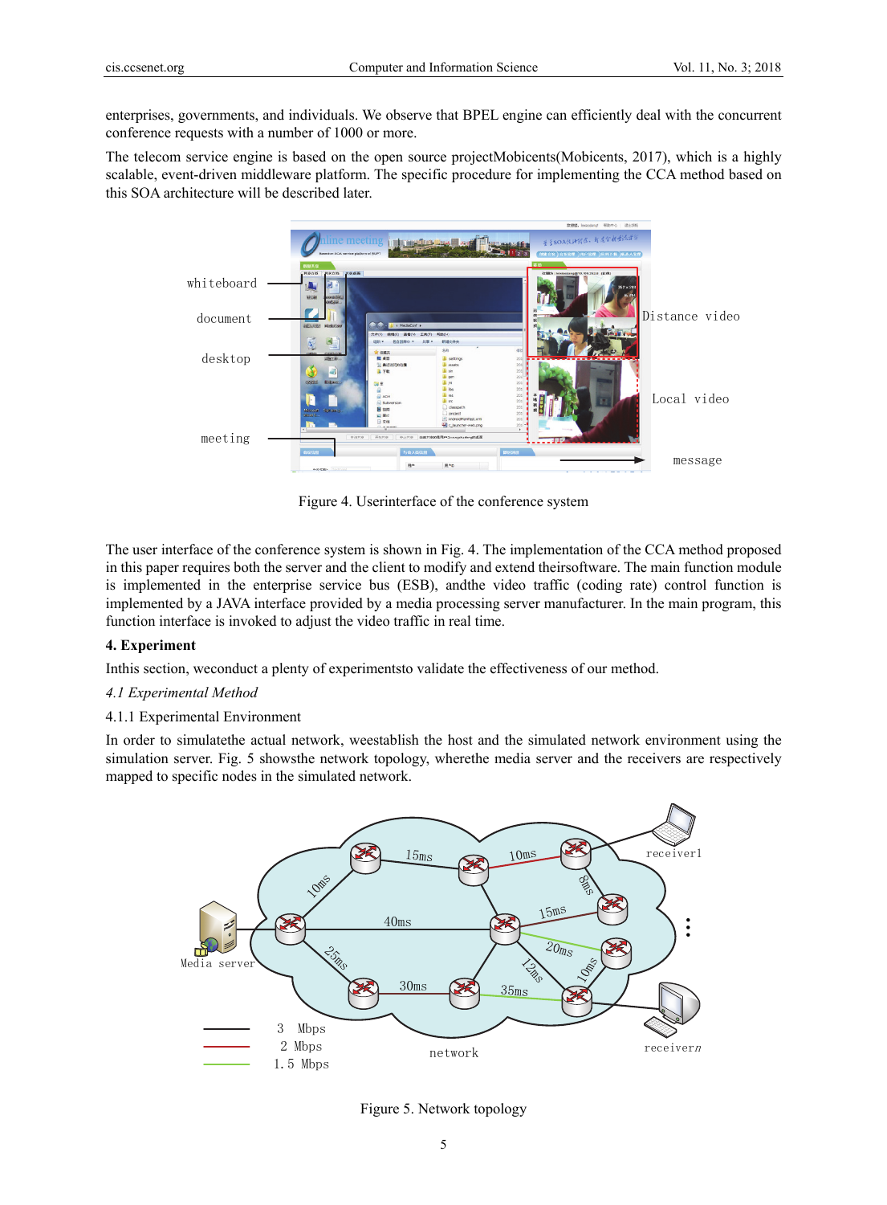enterprises, governments, and individuals. We observe that BPEL engine can efficiently deal with the concurrent conference requests with a number of 1000 or more.

The telecom service engine is based on the open source projectMobicents(Mobicents, 2017), which is a highly scalable, event-driven middleware platform. The specific procedure for implementing the CCA method based on this SOA architecture will be described later.

Figure 4. Userinterface of the conference system

The user interface of the conference system is shown in Fig. 4. The implementation of the CCA method proposed in this paper requires both the server and the client to modify and extend theirsoftware. The main function module is implemented in the enterprise service bus (ESB), andthe video traffic (coding rate) control function is implemented by a JAVA interface provided by a media processing server manufacturer. In the main program, this function interface is invoked to adjust the video traffic in real time.

## 4. Experiment

Inthis section, weconduct a plenty of experimentsto validate the effectiveness of our method.

### *4.1 Experimental Method*

#### 4.1.1 Experimental Environment

In order to simulatethe actual network, weestablish the host and the simulated network environment using the simulation server. Fig. 5 showsthe network topology, wherethe media server and the receivers are respectively mapped to specific nodes in the simulated network.

Figure 5. Network topology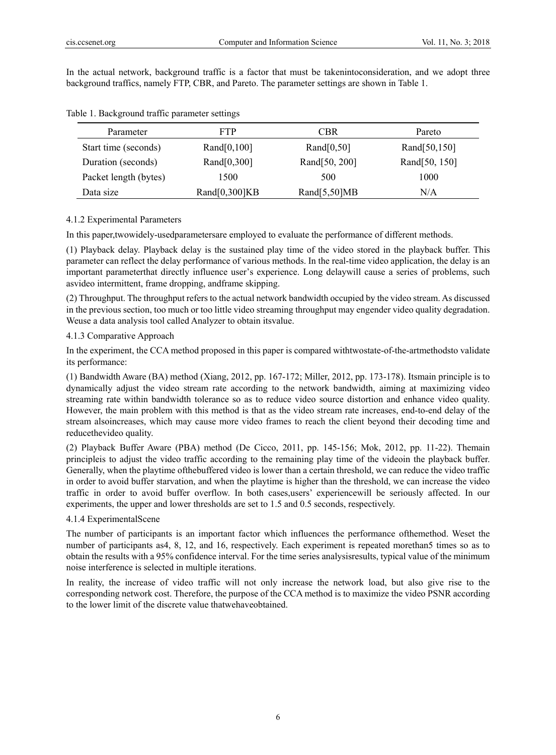In the actual network, background traffic is a factor that must be takenintoconsideration, and we adopt three background traffics, namely FTP, CBR, and Pareto. The parameter settings are shown in Table 1.

Table 1. Background traffic parameter settings

| Parameter | FTP | CBR | Pareto |
|---|---|---|---|
| Start time (seconds) | Rand[0,100] | Rand[0,50] | Rand[50,150] |
| Duration (seconds) | Rand[0,300] | Rand[50, 200] | Rand[50, 150] |
| Packet length (bytes) | 1500 | 500 | 1000 |
| Data size | Rand[0,300]KB | Rand[5,50]MB | N/A |

#### 4.1.2 Experimental Parameters

In this paper,twowidely-usedparametersare employed to evaluate the performance of different methods.

(1) Playback delay. Playback delay is the sustained play time of the video stored in the playback buffer. This parameter can reflect the delay performance of various methods. In the real-time video application, the delay is an important parameterthat directly influence user's experience. Long delaywill cause a series of problems, such asvideo intermittent, frame dropping, andframe skipping.

(2) Throughput. The throughput refers to the actual network bandwidth occupied by the video stream. As discussed in the previous section, too much or too little video streaming throughput may engender video quality degradation. Weuse a data analysis tool called Analyzer to obtain itsvalue.

#### 4.1.3 Comparative Approach

In the experiment, the CCA method proposed in this paper is compared withtwostate-of-the-artmethodsto validate its performance:

(1) Bandwidth Aware (BA) method (Xiang, 2012, pp. 167-172; Miller, 2012, pp. 173-178). Itsmain principle is to dynamically adjust the video stream rate according to the network bandwidth, aiming at maximizing video streaming rate within bandwidth tolerance so as to reduce video source distortion and enhance video quality. However, the main problem with this method is that as the video stream rate increases, end-to-end delay of the stream alsoincreases, which may cause more video frames to reach the client beyond their decoding time and reducethevideo quality.

(2) Playback Buffer Aware (PBA) method (De Cicco, 2011, pp. 145-156; Mok, 2012, pp. 11-22). Themain principleis to adjust the video traffic according to the remaining play time of the videoin the playback buffer. Generally, when the playtime ofthebuffered video is lower than a certain threshold, we can reduce the video traffic in order to avoid buffer starvation, and when the playtime is higher than the threshold, we can increase the video traffic in order to avoid buffer overflow. In both cases,users' experiencewill be seriously affected. In our experiments, the upper and lower thresholds are set to 1.5 and 0.5 seconds, respectively.

#### 4.1.4 ExperimentalScene

The number of participants is an important factor which influences the performance ofthemethod. Weset the number of participants as4, 8, 12, and 16, respectively. Each experiment is repeated morethan5 times so as to obtain the results with a 95% confidence interval. For the time series analysisresults, typical value of the minimum noise interference is selected in multiple iterations.

In reality, the increase of video traffic will not only increase the network load, but also give rise to the corresponding network cost. Therefore, the purpose of the CCA method is to maximize the video PSNR according to the lower limit of the discrete value thatwehaveobtained.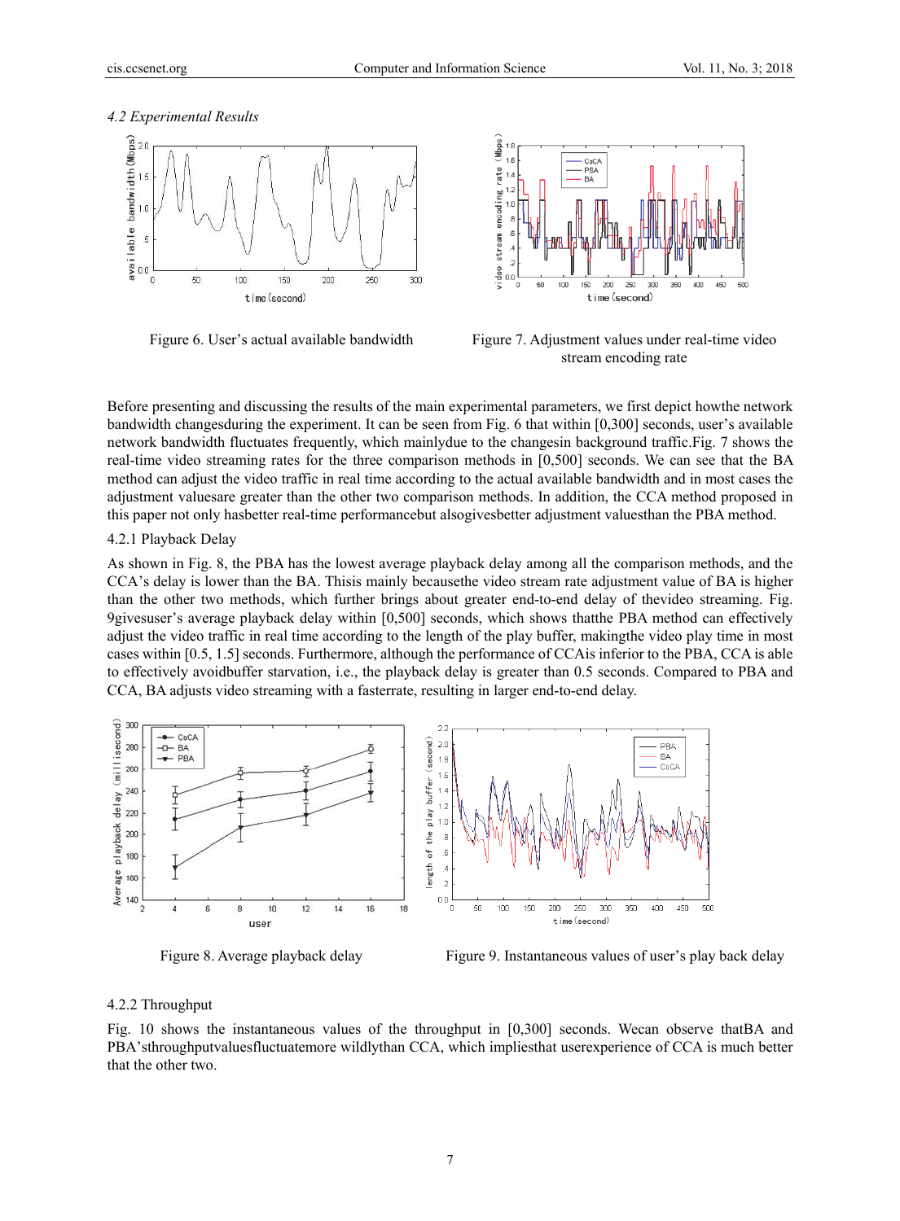*4.2 Experimental Results*

Figure 6. User's actual available bandwidth

Figure 7. Adjustment values under real-time video stream encoding rate

Before presenting and discussing the results of the main experimental parameters, we first depict howthe network bandwidth changesduring the experiment. It can be seen from Fig. 6 that within [0,300] seconds, user's available network bandwidth fluctuates frequently, which mainlydue to the changesin background traffic.Fig. 7 shows the real-time video streaming rates for the three comparison methods in [0,500] seconds. We can see that the BA method can adjust the video traffic in real time according to the actual available bandwidth and in most cases the adjustment valuesare greater than the other two comparison methods. In addition, the CCA method proposed in this paper not only hasbetter real-time performancebut alsogivesbetter adjustment valuesthan the PBA method.

4.2.1 Playback Delay

As shown in Fig. 8, the PBA has the lowest average playback delay among all the comparison methods, and the CCA's delay is lower than the BA. Thisis mainly becausethe video stream rate adjustment value of BA is higher than the other two methods, which further brings about greater end-to-end delay of thevideo streaming. Fig. 9givesuser's average playback delay within [0,500] seconds, which shows thatthe PBA method can effectively adjust the video traffic in real time according to the length of the play buffer, makingthe video play time in most cases within [0.5, 1.5] seconds. Furthermore, although the performance of CCAis inferior to the PBA, CCA is able to effectively avoidbuffer starvation, i.e., the playback delay is greater than 0.5 seconds. Compared to PBA and CCA, BA adjusts video streaming with a fasterrate, resulting in larger end-to-end delay.

Figure 8. Average playback delay

Figure 9. Instantaneous values of user's play back delay

4.2.2 Throughput

Fig. 10 shows the instantaneous values of the throughput in [0,300] seconds. Wecan observe thatBA and PBA'sthroughputvaluesfluctuatemore wildlythan CCA, which impliesthat userexperience of CCA is much better that the other two.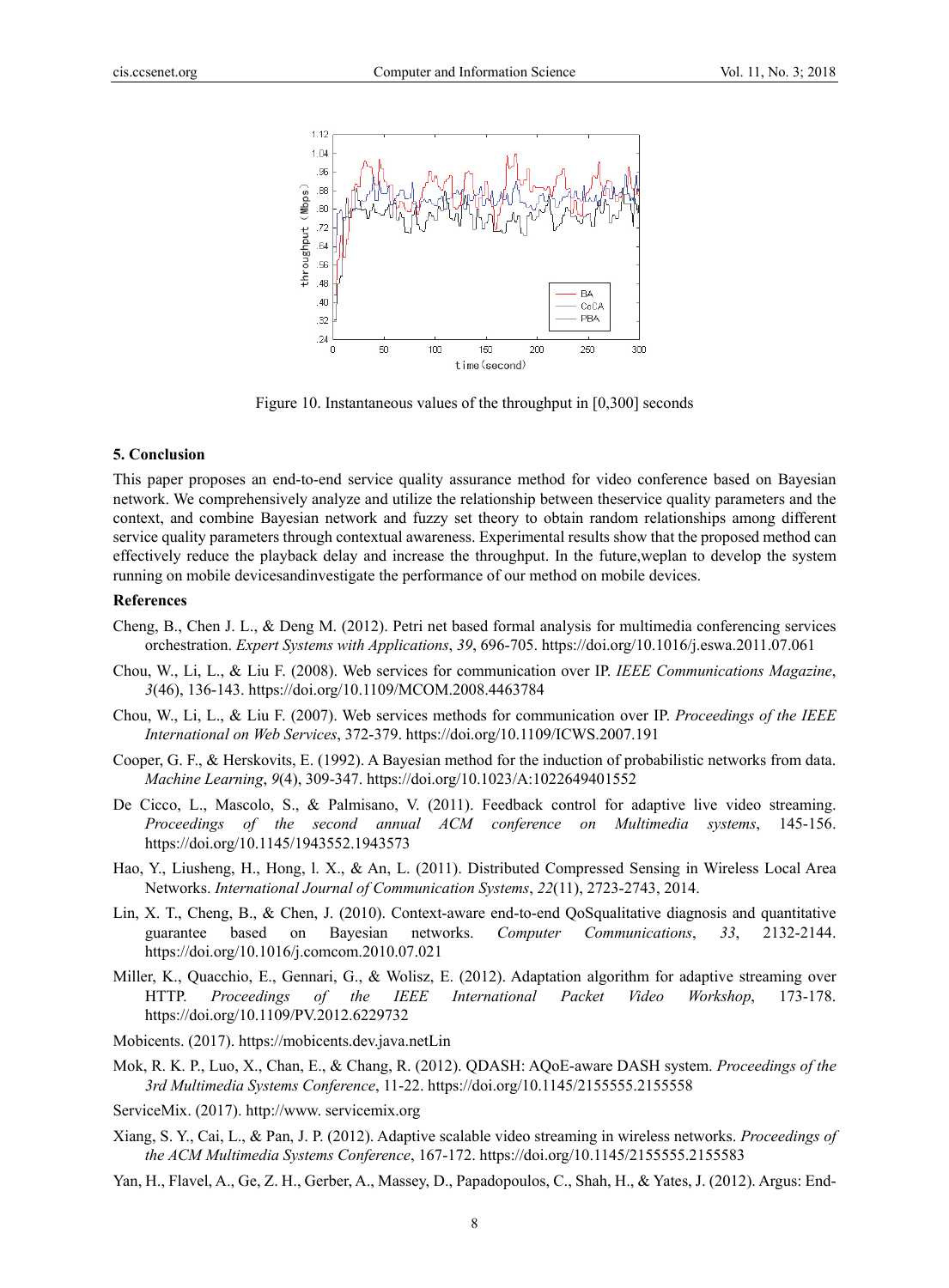Figure 10. Instantaneous values of the throughput in [0,300] seconds

## 5. Conclusion

This paper proposes an end-to-end service quality assurance method for video conference based on Bayesian network. We comprehensively analyze and utilize the relationship between theservice quality parameters and the context, and combine Bayesian network and fuzzy set theory to obtain random relationships among different service quality parameters through contextual awareness. Experimental results show that the proposed method can effectively reduce the playback delay and increase the throughput. In the future,weplan to develop the system running on mobile devicesandinvestigate the performance of our method on mobile devices.

## References

Cheng, B., Chen J. L., & Deng M. (2012). Petri net based formal analysis for multimedia conferencing services orchestration. *Expert Systems with Applications*, *39*, 696-705. https://doi.org/10.1016/j.eswa.2011.07.061

Chou, W., Li, L., & Liu F. (2008). Web services for communication over IP. *IEEE Communications Magazine*, *3*(46), 136-143. https://doi.org/10.1109/MCOM.2008.4463784

Chou, W., Li, L., & Liu F. (2007). Web services methods for communication over IP. *Proceedings of the IEEE International on Web Services*, 372-379. https://doi.org/10.1109/ICWS.2007.191

Cooper, G. F., & Herskovits, E. (1992). A Bayesian method for the induction of probabilistic networks from data. *Machine Learning*, *9*(4), 309-347. https://doi.org/10.1023/A:1022649401552

De Cicco, L., Mascolo, S., & Palmisano, V. (2011). Feedback control for adaptive live video streaming. *Proceedings of the second annual ACM conference on Multimedia systems*, 145-156. https://doi.org/10.1145/1943552.1943573

Hao, Y., Liusheng, H., Hong, l. X., & An, L. (2011). Distributed Compressed Sensing in Wireless Local Area Networks. *International Journal of Communication Systems*, *22*(11), 2723-2743, 2014.

Lin, X. T., Cheng, B., & Chen, J. (2010). Context-aware end-to-end QoSqualitative diagnosis and quantitative guarantee based on Bayesian networks. *Computer Communications*, *33*, 2132-2144. https://doi.org/10.1016/j.comcom.2010.07.021

Miller, K., Quacchio, E., Gennari, G., & Wolisz, E. (2012). Adaptation algorithm for adaptive streaming over HTTP. *Proceedings of the IEEE International Packet Video Workshop*, 173-178. https://doi.org/10.1109/PV.2012.6229732

Mobicents. (2017). https://mobicents.dev.java.netLin

Mok, R. K. P., Luo, X., Chan, E., & Chang, R. (2012). QDASH: AQoE-aware DASH system. *Proceedings of the 3rd Multimedia Systems Conference*, 11-22. https://doi.org/10.1145/2155555.2155558

ServiceMix. (2017). http://www. servicemix.org

Xiang, S. Y., Cai, L., & Pan, J. P. (2012). Adaptive scalable video streaming in wireless networks. *Proceedings of the ACM Multimedia Systems Conference*, 167-172. https://doi.org/10.1145/2155555.2155583

Yan, H., Flavel, A., Ge, Z. H., Gerber, A., Massey, D., Papadopoulos, C., Shah, H., & Yates, J. (2012). Argus: End-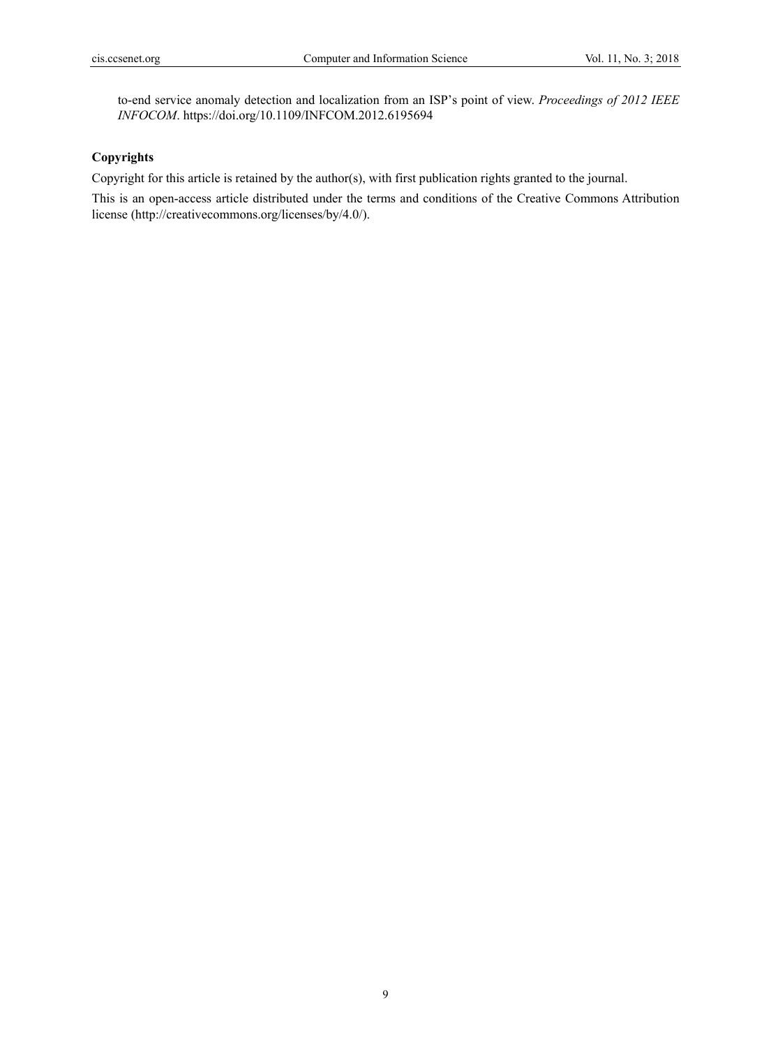to-end service anomaly detection and localization from an ISP's point of view. *Proceedings of 2012 IEEE INFOCOM*. https://doi.org/10.1109/INFCOM.2012.6195694

## Copyrights

Copyright for this article is retained by the author(s), with first publication rights granted to the journal.

This is an open-access article distributed under the terms and conditions of the Creative Commons Attribution license (http://creativecommons.org/licenses/by/4.0/).